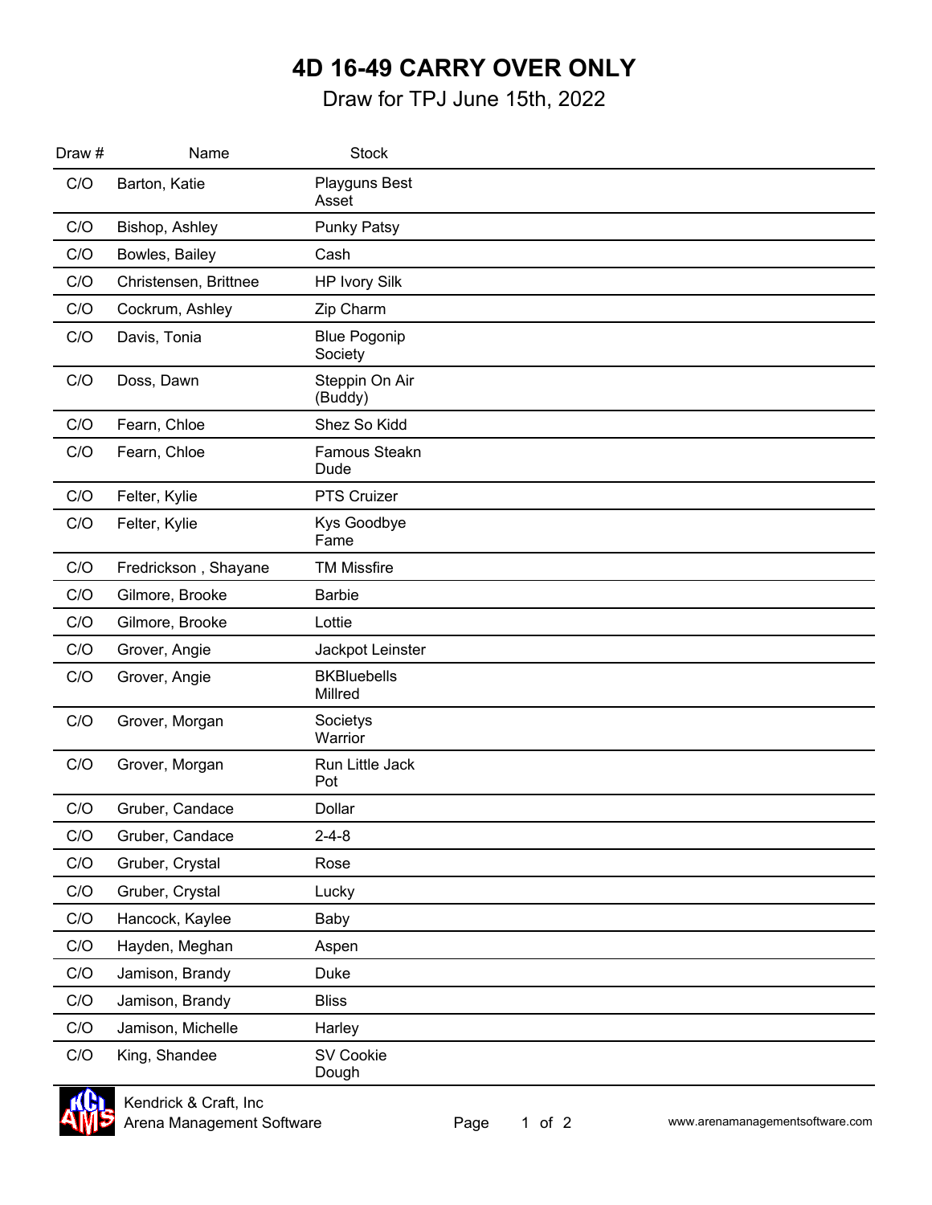# 4D 16-49 CARRY OVER ONLY

Draw for TPJ June 15th, 2022

| Draw # | Name | Stock |
|---|---|---|
| C/O | Barton, Katie | Playguns Best Asset |
| C/O | Bishop, Ashley | Punky Patsy |
| C/O | Bowles, Bailey | Cash |
| C/O | Christensen, Brittnee | HP Ivory Silk |
| C/O | Cockrum, Ashley | Zip Charm |
| C/O | Davis, Tonia | Blue Pogonip Society |
| C/O | Doss, Dawn | Steppin On Air (Buddy) |
| C/O | Fearn, Chloe | Shez So Kidd |
| C/O | Fearn, Chloe | Famous Steakn Dude |
| C/O | Felter, Kylie | PTS Cruizer |
| C/O | Felter, Kylie | Kys Goodbye Fame |
| C/O | Fredrickson , Shayane | TM Missfire |
| C/O | Gilmore, Brooke | Barbie |
| C/O | Gilmore, Brooke | Lottie |
| C/O | Grover, Angie | Jackpot Leinster |
| C/O | Grover, Angie | BKBluebells Millred |
| C/O | Grover, Morgan | Societys Warrior |
| C/O | Grover, Morgan | Run Little Jack Pot |
| C/O | Gruber, Candace | Dollar |
| C/O | Gruber, Candace | 2-4-8 |
| C/O | Gruber, Crystal | Rose |
| C/O | Gruber, Crystal | Lucky |
| C/O | Hancock, Kaylee | Baby |
| C/O | Hayden, Meghan | Aspen |
| C/O | Jamison, Brandy | Duke |
| C/O | Jamison, Brandy | Bliss |
| C/O | Jamison, Michelle | Harley |
| C/O | King, Shandee | SV Cookie Dough |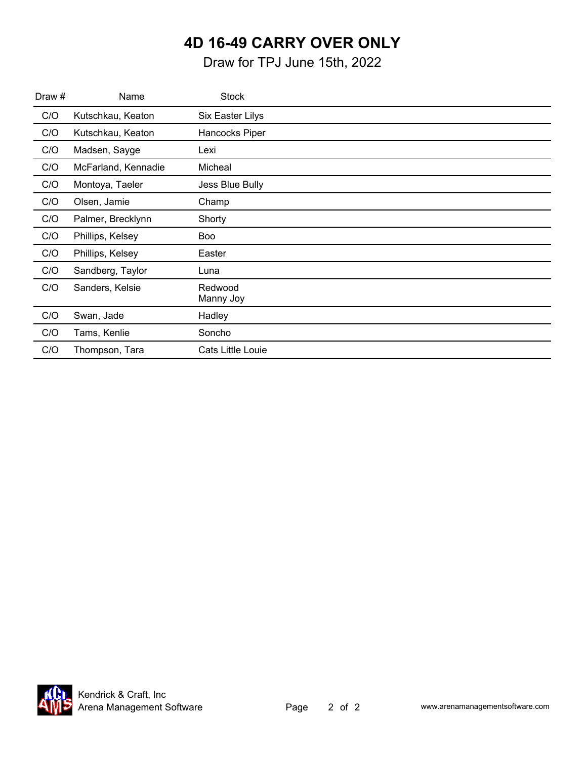# 4D 16-49 CARRY OVER ONLY

Draw for TPJ June 15th, 2022

| Draw # | Name | Stock |
|---|---|---|
| C/O | Kutschkau, Keaton | Six Easter Lilys |
| C/O | Kutschkau, Keaton | Hancocks Piper |
| C/O | Madsen, Sayge | Lexi |
| C/O | McFarland, Kennadie | Micheal |
| C/O | Montoya, Taeler | Jess Blue Bully |
| C/O | Olsen, Jamie | Champ |
| C/O | Palmer, Brecklynn | Shorty |
| C/O | Phillips, Kelsey | Boo |
| C/O | Phillips, Kelsey | Easter |
| C/O | Sandberg, Taylor | Luna |
| C/O | Sanders, Kelsie | Redwood Manny Joy |
| C/O | Swan, Jade | Hadley |
| C/O | Tams, Kenlie | Soncho |
| C/O | Thompson, Tara | Cats Little Louie |

Kendrick & Craft, Inc
Arena Management Software

www.arenamanagementsoftware.com